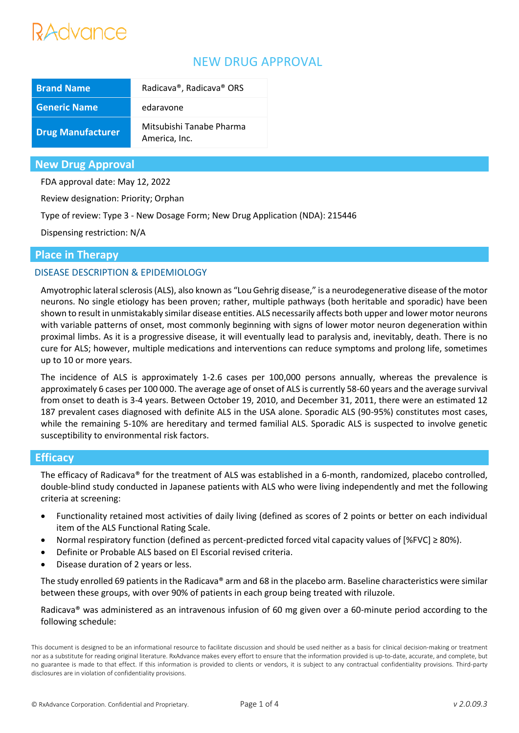# RxAdvance

## NEW DRUG APPROVAL

| Brand Name | Radicava®, Radicava® ORS |
|---|---|
| Generic Name | edaravone |
| Drug Manufacturer | Mitsubishi Tanabe Pharma America, Inc. |

## New Drug Approval

FDA approval date: May 12, 2022

Review designation: Priority; Orphan

Type of review: Type 3 - New Dosage Form; New Drug Application (NDA): 215446

Dispensing restriction: N/A

## Place in Therapy

### DISEASE DESCRIPTION & EPIDEMIOLOGY

Amyotrophic lateral sclerosis (ALS), also known as "Lou Gehrig disease," is a neurodegenerative disease of the motor neurons. No single etiology has been proven; rather, multiple pathways (both heritable and sporadic) have been shown to result in unmistakably similar disease entities. ALS necessarily affects both upper and lower motor neurons with variable patterns of onset, most commonly beginning with signs of lower motor neuron degeneration within proximal limbs. As it is a progressive disease, it will eventually lead to paralysis and, inevitably, death. There is no cure for ALS; however, multiple medications and interventions can reduce symptoms and prolong life, sometimes up to 10 or more years.

The incidence of ALS is approximately 1-2.6 cases per 100,000 persons annually, whereas the prevalence is approximately 6 cases per 100 000. The average age of onset of ALS is currently 58-60 years and the average survival from onset to death is 3-4 years. Between October 19, 2010, and December 31, 2011, there were an estimated 12 187 prevalent cases diagnosed with definite ALS in the USA alone. Sporadic ALS (90-95%) constitutes most cases, while the remaining 5-10% are hereditary and termed familial ALS. Sporadic ALS is suspected to involve genetic susceptibility to environmental risk factors.

## Efficacy

The efficacy of Radicava® for the treatment of ALS was established in a 6-month, randomized, placebo controlled, double-blind study conducted in Japanese patients with ALS who were living independently and met the following criteria at screening:

- Functionality retained most activities of daily living (defined as scores of 2 points or better on each individual item of the ALS Functional Rating Scale.
- Normal respiratory function (defined as percent-predicted forced vital capacity values of [%FVC] ≥ 80%).
- Definite or Probable ALS based on El Escorial revised criteria.
- Disease duration of 2 years or less.

The study enrolled 69 patients in the Radicava® arm and 68 in the placebo arm. Baseline characteristics were similar between these groups, with over 90% of patients in each group being treated with riluzole.

Radicava® was administered as an intravenous infusion of 60 mg given over a 60-minute period according to the following schedule:

This document is designed to be an informational resource to facilitate discussion and should be used neither as a basis for clinical decision-making or treatment nor as a substitute for reading original literature. RxAdvance makes every effort to ensure that the information provided is up-to-date, accurate, and complete, but no guarantee is made to that effect. If this information is provided to clients or vendors, it is subject to any contractual confidentiality provisions. Third-party disclosures are in violation of confidentiality provisions.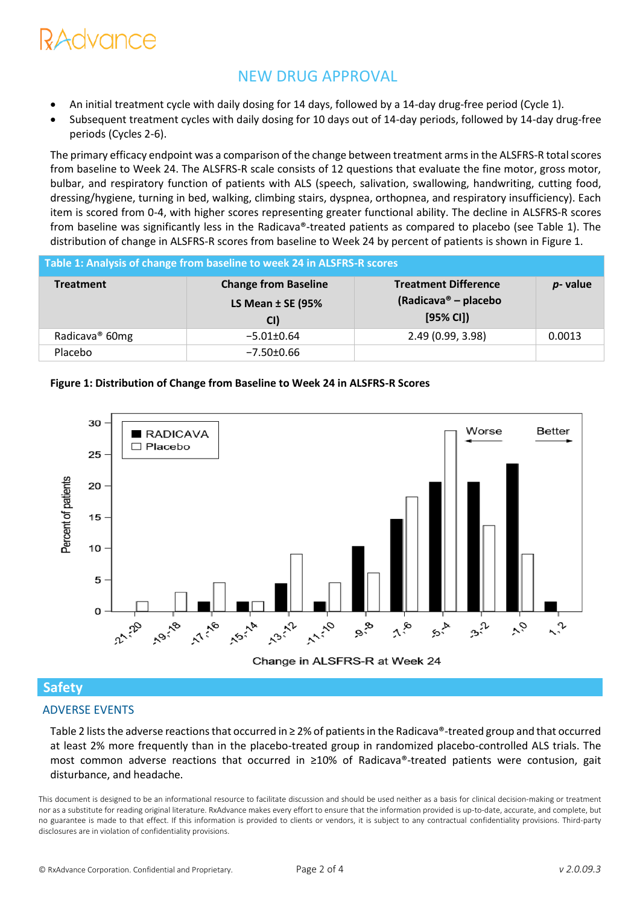- An initial treatment cycle with daily dosing for 14 days, followed by a 14-day drug-free period (Cycle 1).
- Subsequent treatment cycles with daily dosing for 10 days out of 14-day periods, followed by 14-day drug-free periods (Cycles 2-6).

The primary efficacy endpoint was a comparison of the change between treatment arms in the ALSFRS-R total scores from baseline to Week 24. The ALSFRS-R scale consists of 12 questions that evaluate the fine motor, gross motor, bulbar, and respiratory function of patients with ALS (speech, salivation, swallowing, handwriting, cutting food, dressing/hygiene, turning in bed, walking, climbing stairs, dyspnea, orthopnea, and respiratory insufficiency). Each item is scored from 0-4, with higher scores representing greater functional ability. The decline in ALSFRS-R scores from baseline was significantly less in the Radicava®-treated patients as compared to placebo (see Table 1). The distribution of change in ALSFRS-R scores from baseline to Week 24 by percent of patients is shown in Figure 1.

**Table 1: Analysis of change from baseline to week 24 in ALSFRS-R scores**

| Treatment | Change from Baseline LS Mean ± SE (95% CI) | Treatment Difference (Radicava® – placebo [95% CI]) | *p*- value |
|---|---|---|---|
| Radicava® 60mg | −5.01±0.64 | 2.49 (0.99, 3.98) | 0.0013 |
| Placebo | −7.50±0.66 | | |

**Figure 1: Distribution of Change from Baseline to Week 24 in ALSFRS-R Scores**

## Safety

### ADVERSE EVENTS

Table 2 lists the adverse reactions that occurred in ≥ 2% of patients in the Radicava®-treated group and that occurred at least 2% more frequently than in the placebo-treated group in randomized placebo-controlled ALS trials. The most common adverse reactions that occurred in ≥10% of Radicava®-treated patients were contusion, gait disturbance, and headache.

This document is designed to be an informational resource to facilitate discussion and should be used neither as a basis for clinical decision-making or treatment nor as a substitute for reading original literature. RxAdvance makes every effort to ensure that the information provided is up-to-date, accurate, and complete, but no guarantee is made to that effect. If this information is provided to clients or vendors, it is subject to any contractual confidentiality provisions. Third-party disclosures are in violation of confidentiality provisions.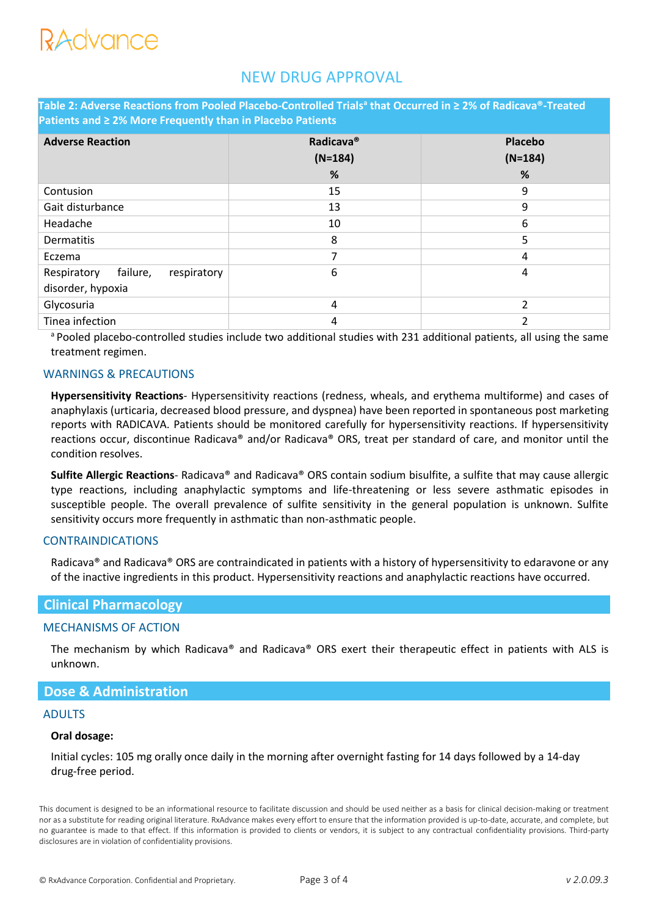# NEW DRUG APPROVAL

**Table 2: Adverse Reactions from Pooled Placebo-Controlled Trials[a] that Occurred in ≥ 2% of Radicava®-Treated Patients and ≥ 2% More Frequently than in Placebo Patients**

| Adverse Reaction | Radicava® (N=184) % | Placebo (N=184) % |
|---|---|---|
| Contusion | 15 | 9 |
| Gait disturbance | 13 | 9 |
| Headache | 10 | 6 |
| Dermatitis | 8 | 5 |
| Eczema | 7 | 4 |
| Respiratory failure, respiratory disorder, hypoxia | 6 | 4 |
| Glycosuria | 4 | 2 |
| Tinea infection | 4 | 2 |

[a] Pooled placebo-controlled studies include two additional studies with 231 additional patients, all using the same treatment regimen.

### WARNINGS & PRECAUTIONS

**Hypersensitivity Reactions**- Hypersensitivity reactions (redness, wheals, and erythema multiforme) and cases of anaphylaxis (urticaria, decreased blood pressure, and dyspnea) have been reported in spontaneous post marketing reports with RADICAVA. Patients should be monitored carefully for hypersensitivity reactions. If hypersensitivity reactions occur, discontinue Radicava® and/or Radicava® ORS, treat per standard of care, and monitor until the condition resolves.

**Sulfite Allergic Reactions**- Radicava® and Radicava® ORS contain sodium bisulfite, a sulfite that may cause allergic type reactions, including anaphylactic symptoms and life-threatening or less severe asthmatic episodes in susceptible people. The overall prevalence of sulfite sensitivity in the general population is unknown. Sulfite sensitivity occurs more frequently in asthmatic than non-asthmatic people.

### CONTRAINDICATIONS

Radicava® and Radicava® ORS are contraindicated in patients with a history of hypersensitivity to edaravone or any of the inactive ingredients in this product. Hypersensitivity reactions and anaphylactic reactions have occurred.

## Clinical Pharmacology

### MECHANISMS OF ACTION

The mechanism by which Radicava® and Radicava® ORS exert their therapeutic effect in patients with ALS is unknown.

## Dose & Administration

### ADULTS

**Oral dosage:**

Initial cycles: 105 mg orally once daily in the morning after overnight fasting for 14 days followed by a 14-day drug-free period.

This document is designed to be an informational resource to facilitate discussion and should be used neither as a basis for clinical decision-making or treatment nor as a substitute for reading original literature. RxAdvance makes every effort to ensure that the information provided is up-to-date, accurate, and complete, but no guarantee is made to that effect. If this information is provided to clients or vendors, it is subject to any contractual confidentiality provisions. Third-party disclosures are in violation of confidentiality provisions.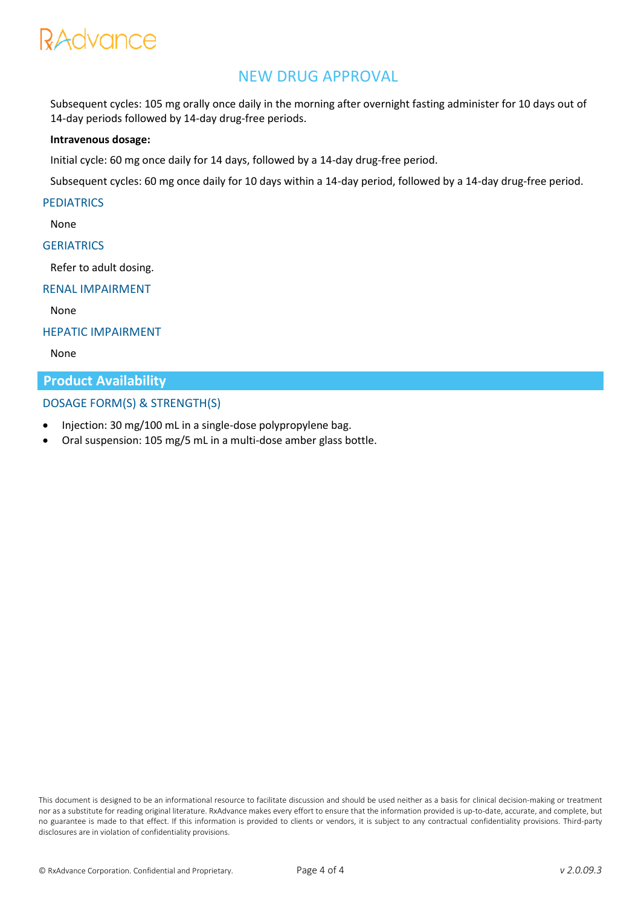Subsequent cycles: 105 mg orally once daily in the morning after overnight fasting administer for 10 days out of 14-day periods followed by 14-day drug-free periods.

**Intravenous dosage:**

Initial cycle: 60 mg once daily for 14 days, followed by a 14-day drug-free period.

Subsequent cycles: 60 mg once daily for 10 days within a 14-day period, followed by a 14-day drug-free period.

### PEDIATRICS

None

### GERIATRICS

Refer to adult dosing.

### RENAL IMPAIRMENT

None

### HEPATIC IMPAIRMENT

None

## Product Availability

### DOSAGE FORM(S) & STRENGTH(S)

- Injection: 30 mg/100 mL in a single-dose polypropylene bag.
- Oral suspension: 105 mg/5 mL in a multi-dose amber glass bottle.

This document is designed to be an informational resource to facilitate discussion and should be used neither as a basis for clinical decision-making or treatment nor as a substitute for reading original literature. RxAdvance makes every effort to ensure that the information provided is up-to-date, accurate, and complete, but no guarantee is made to that effect. If this information is provided to clients or vendors, it is subject to any contractual confidentiality provisions. Third-party disclosures are in violation of confidentiality provisions.